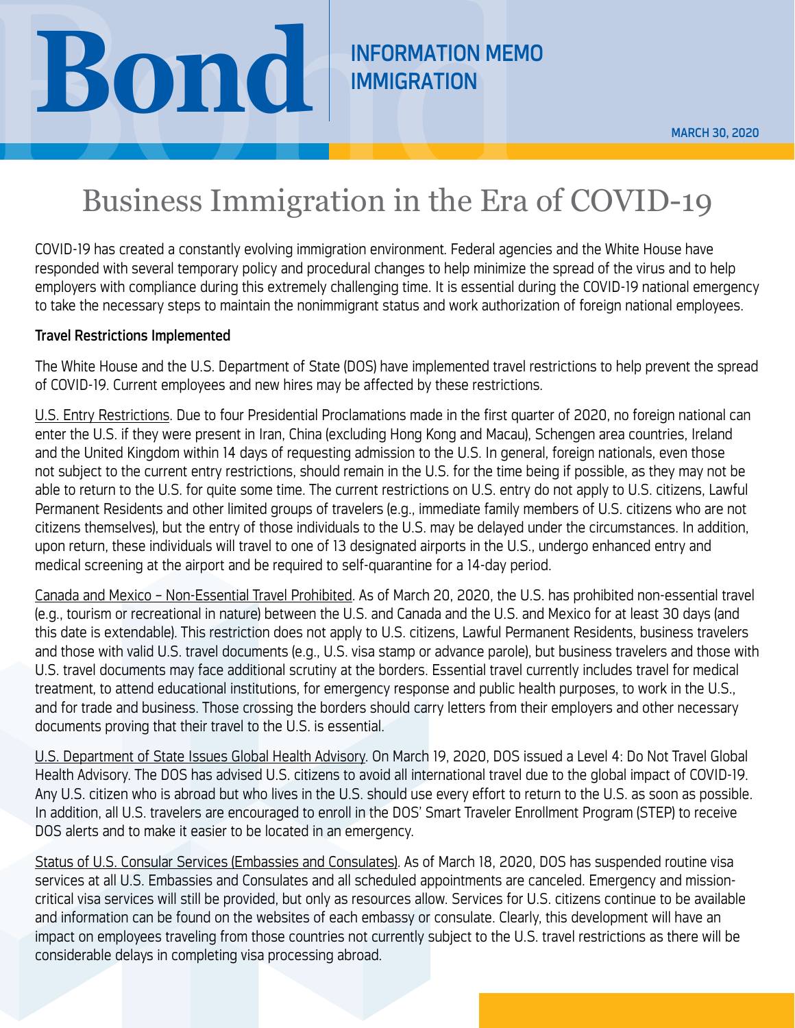Bond

INFORMATION MEMO
IMMIGRATION

MARCH 30, 2020

# Business Immigration in the Era of COVID-19

COVID-19 has created a constantly evolving immigration environment. Federal agencies and the White House have responded with several temporary policy and procedural changes to help minimize the spread of the virus and to help employers with compliance during this extremely challenging time. It is essential during the COVID-19 national emergency to take the necessary steps to maintain the nonimmigrant status and work authorization of foreign national employees.

**Travel Restrictions Implemented**

The White House and the U.S. Department of State (DOS) have implemented travel restrictions to help prevent the spread of COVID-19. Current employees and new hires may be affected by these restrictions.

U.S. Entry Restrictions. Due to four Presidential Proclamations made in the first quarter of 2020, no foreign national can enter the U.S. if they were present in Iran, China (excluding Hong Kong and Macau), Schengen area countries, Ireland and the United Kingdom within 14 days of requesting admission to the U.S. In general, foreign nationals, even those not subject to the current entry restrictions, should remain in the U.S. for the time being if possible, as they may not be able to return to the U.S. for quite some time. The current restrictions on U.S. entry do not apply to U.S. citizens, Lawful Permanent Residents and other limited groups of travelers (e.g., immediate family members of U.S. citizens who are not citizens themselves), but the entry of those individuals to the U.S. may be delayed under the circumstances. In addition, upon return, these individuals will travel to one of 13 designated airports in the U.S., undergo enhanced entry and medical screening at the airport and be required to self-quarantine for a 14-day period.

Canada and Mexico – Non-Essential Travel Prohibited. As of March 20, 2020, the U.S. has prohibited non-essential travel (e.g., tourism or recreational in nature) between the U.S. and Canada and the U.S. and Mexico for at least 30 days (and this date is extendable). This restriction does not apply to U.S. citizens, Lawful Permanent Residents, business travelers and those with valid U.S. travel documents (e.g., U.S. visa stamp or advance parole), but business travelers and those with U.S. travel documents may face additional scrutiny at the borders. Essential travel currently includes travel for medical treatment, to attend educational institutions, for emergency response and public health purposes, to work in the U.S., and for trade and business. Those crossing the borders should carry letters from their employers and other necessary documents proving that their travel to the U.S. is essential.

U.S. Department of State Issues Global Health Advisory. On March 19, 2020, DOS issued a Level 4: Do Not Travel Global Health Advisory. The DOS has advised U.S. citizens to avoid all international travel due to the global impact of COVID-19. Any U.S. citizen who is abroad but who lives in the U.S. should use every effort to return to the U.S. as soon as possible. In addition, all U.S. travelers are encouraged to enroll in the DOS' Smart Traveler Enrollment Program (STEP) to receive DOS alerts and to make it easier to be located in an emergency.

Status of U.S. Consular Services (Embassies and Consulates). As of March 18, 2020, DOS has suspended routine visa services at all U.S. Embassies and Consulates and all scheduled appointments are canceled. Emergency and mission-critical visa services will still be provided, but only as resources allow. Services for U.S. citizens continue to be available and information can be found on the websites of each embassy or consulate. Clearly, this development will have an impact on employees traveling from those countries not currently subject to the U.S. travel restrictions as there will be considerable delays in completing visa processing abroad.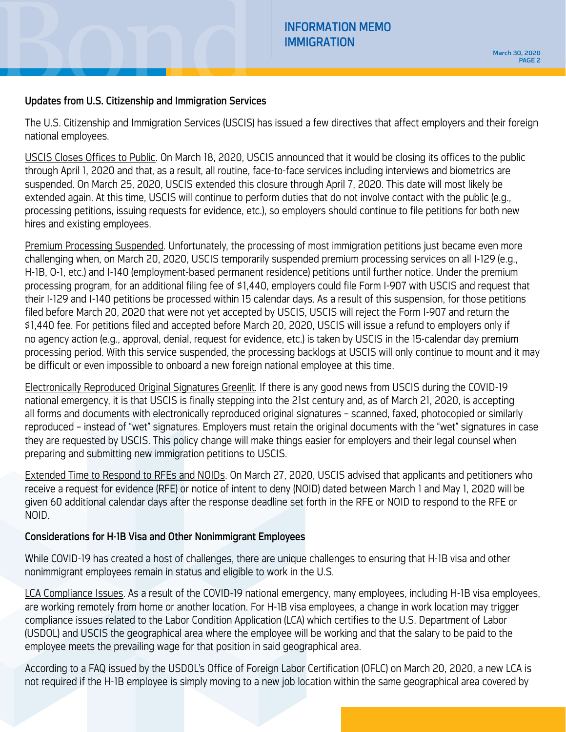## Updates from U.S. Citizenship and Immigration Services

The U.S. Citizenship and Immigration Services (USCIS) has issued a few directives that affect employers and their foreign national employees.

USCIS Closes Offices to Public. On March 18, 2020, USCIS announced that it would be closing its offices to the public through April 1, 2020 and that, as a result, all routine, face-to-face services including interviews and biometrics are suspended. On March 25, 2020, USCIS extended this closure through April 7, 2020. This date will most likely be extended again. At this time, USCIS will continue to perform duties that do not involve contact with the public (e.g., processing petitions, issuing requests for evidence, etc.), so employers should continue to file petitions for both new hires and existing employees.

Premium Processing Suspended. Unfortunately, the processing of most immigration petitions just became even more challenging when, on March 20, 2020, USCIS temporarily suspended premium processing services on all I-129 (e.g., H-1B, O-1, etc.) and I-140 (employment-based permanent residence) petitions until further notice. Under the premium processing program, for an additional filing fee of $1,440, employers could file Form I-907 with USCIS and request that their I-129 and I-140 petitions be processed within 15 calendar days. As a result of this suspension, for those petitions filed before March 20, 2020 that were not yet accepted by USCIS, USCIS will reject the Form I-907 and return the $1,440 fee. For petitions filed and accepted before March 20, 2020, USCIS will issue a refund to employers only if no agency action (e.g., approval, denial, request for evidence, etc.) is taken by USCIS in the 15-calendar day premium processing period. With this service suspended, the processing backlogs at USCIS will only continue to mount and it may be difficult or even impossible to onboard a new foreign national employee at this time.

Electronically Reproduced Original Signatures Greenlit. If there is any good news from USCIS during the COVID-19 national emergency, it is that USCIS is finally stepping into the 21st century and, as of March 21, 2020, is accepting all forms and documents with electronically reproduced original signatures – scanned, faxed, photocopied or similarly reproduced – instead of "wet" signatures. Employers must retain the original documents with the "wet" signatures in case they are requested by USCIS. This policy change will make things easier for employers and their legal counsel when preparing and submitting new immigration petitions to USCIS.

Extended Time to Respond to RFEs and NOIDs. On March 27, 2020, USCIS advised that applicants and petitioners who receive a request for evidence (RFE) or notice of intent to deny (NOID) dated between March 1 and May 1, 2020 will be given 60 additional calendar days after the response deadline set forth in the RFE or NOID to respond to the RFE or NOID.

## Considerations for H-1B Visa and Other Nonimmigrant Employees

While COVID-19 has created a host of challenges, there are unique challenges to ensuring that H-1B visa and other nonimmigrant employees remain in status and eligible to work in the U.S.

LCA Compliance Issues. As a result of the COVID-19 national emergency, many employees, including H-1B visa employees, are working remotely from home or another location. For H-1B visa employees, a change in work location may trigger compliance issues related to the Labor Condition Application (LCA) which certifies to the U.S. Department of Labor (USDOL) and USCIS the geographical area where the employee will be working and that the salary to be paid to the employee meets the prevailing wage for that position in said geographical area.

According to a FAQ issued by the USDOL's Office of Foreign Labor Certification (OFLC) on March 20, 2020, a new LCA is not required if the H-1B employee is simply moving to a new job location within the same geographical area covered by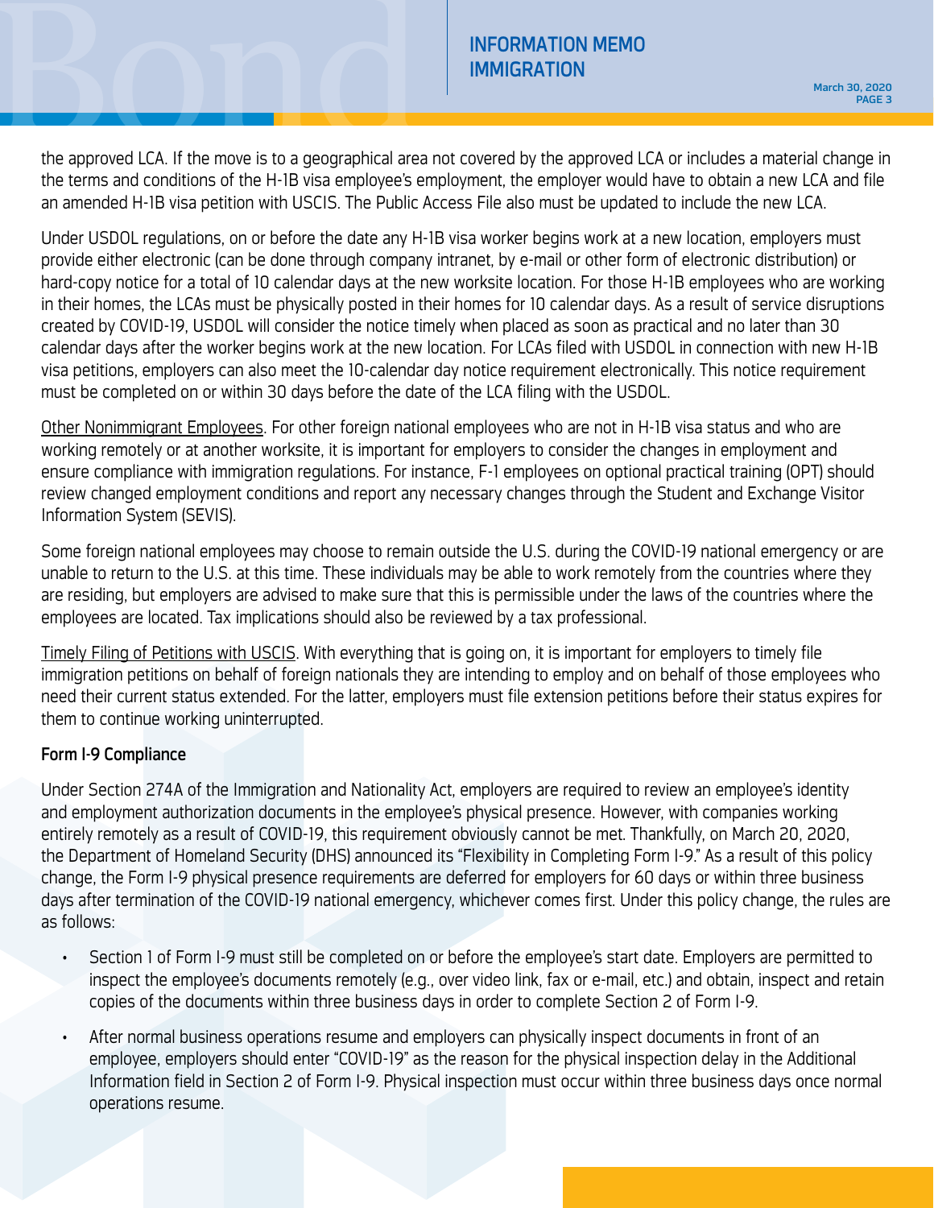the approved LCA. If the move is to a geographical area not covered by the approved LCA or includes a material change in the terms and conditions of the H-1B visa employee's employment, the employer would have to obtain a new LCA and file an amended H-1B visa petition with USCIS. The Public Access File also must be updated to include the new LCA.

Under USDOL regulations, on or before the date any H-1B visa worker begins work at a new location, employers must provide either electronic (can be done through company intranet, by e-mail or other form of electronic distribution) or hard-copy notice for a total of 10 calendar days at the new worksite location. For those H-1B employees who are working in their homes, the LCAs must be physically posted in their homes for 10 calendar days. As a result of service disruptions created by COVID-19, USDOL will consider the notice timely when placed as soon as practical and no later than 30 calendar days after the worker begins work at the new location. For LCAs filed with USDOL in connection with new H-1B visa petitions, employers can also meet the 10-calendar day notice requirement electronically. This notice requirement must be completed on or within 30 days before the date of the LCA filing with the USDOL.

Other Nonimmigrant Employees. For other foreign national employees who are not in H-1B visa status and who are working remotely or at another worksite, it is important for employers to consider the changes in employment and ensure compliance with immigration regulations. For instance, F-1 employees on optional practical training (OPT) should review changed employment conditions and report any necessary changes through the Student and Exchange Visitor Information System (SEVIS).

Some foreign national employees may choose to remain outside the U.S. during the COVID-19 national emergency or are unable to return to the U.S. at this time. These individuals may be able to work remotely from the countries where they are residing, but employers are advised to make sure that this is permissible under the laws of the countries where the employees are located. Tax implications should also be reviewed by a tax professional.

Timely Filing of Petitions with USCIS. With everything that is going on, it is important for employers to timely file immigration petitions on behalf of foreign nationals they are intending to employ and on behalf of those employees who need their current status extended. For the latter, employers must file extension petitions before their status expires for them to continue working uninterrupted.

**Form I-9 Compliance**

Under Section 274A of the Immigration and Nationality Act, employers are required to review an employee's identity and employment authorization documents in the employee's physical presence. However, with companies working entirely remotely as a result of COVID-19, this requirement obviously cannot be met. Thankfully, on March 20, 2020, the Department of Homeland Security (DHS) announced its "Flexibility in Completing Form I-9." As a result of this policy change, the Form I-9 physical presence requirements are deferred for employers for 60 days or within three business days after termination of the COVID-19 national emergency, whichever comes first. Under this policy change, the rules are as follows:

- Section 1 of Form I-9 must still be completed on or before the employee's start date. Employers are permitted to inspect the employee's documents remotely (e.g., over video link, fax or e-mail, etc.) and obtain, inspect and retain copies of the documents within three business days in order to complete Section 2 of Form I-9.
- After normal business operations resume and employers can physically inspect documents in front of an employee, employers should enter "COVID-19" as the reason for the physical inspection delay in the Additional Information field in Section 2 of Form I-9. Physical inspection must occur within three business days once normal operations resume.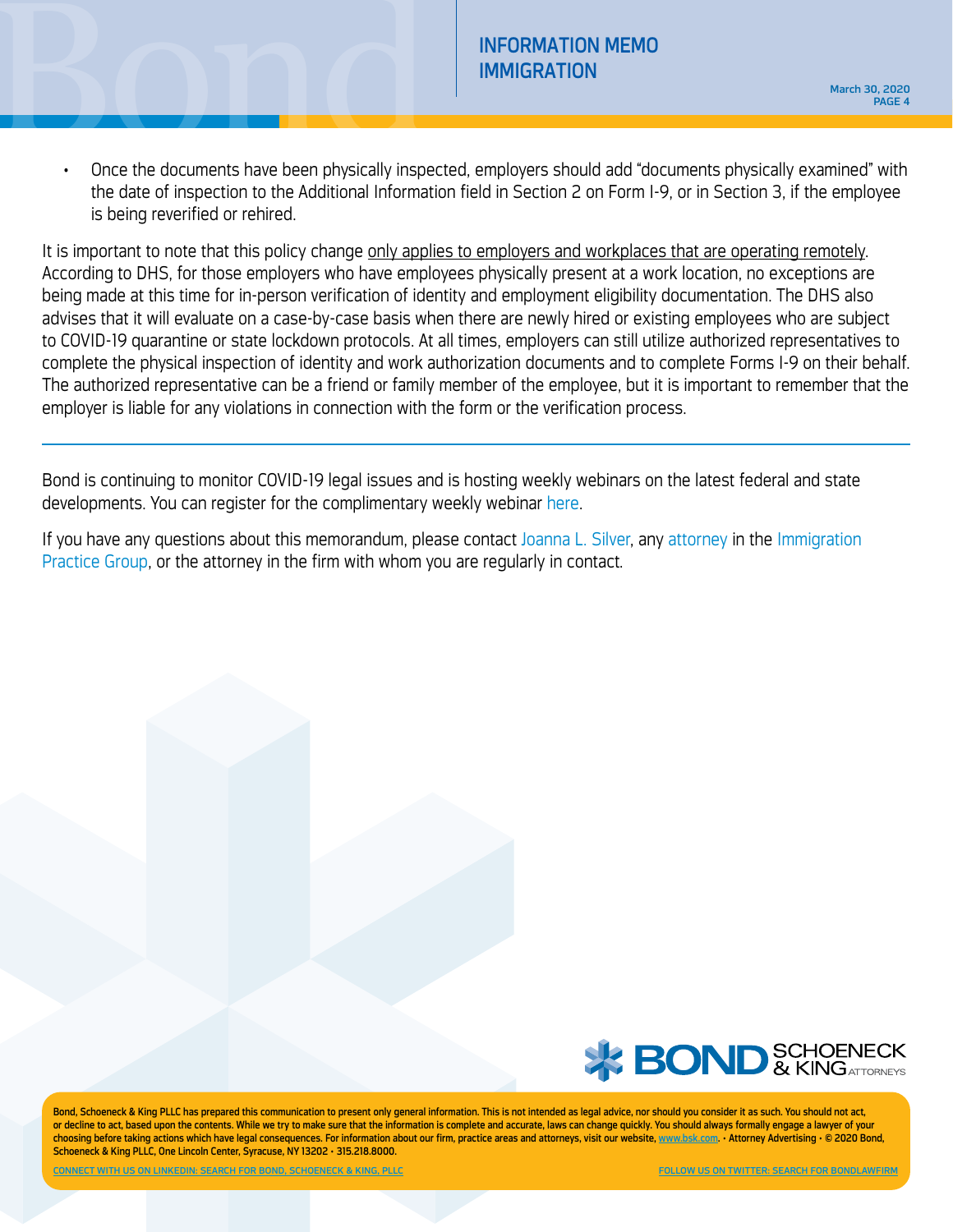- Once the documents have been physically inspected, employers should add "documents physically examined" with the date of inspection to the Additional Information field in Section 2 on Form I-9, or in Section 3, if the employee is being reverified or rehired.

It is important to note that this policy change only applies to employers and workplaces that are operating remotely. According to DHS, for those employers who have employees physically present at a work location, no exceptions are being made at this time for in-person verification of identity and employment eligibility documentation. The DHS also advises that it will evaluate on a case-by-case basis when there are newly hired or existing employees who are subject to COVID-19 quarantine or state lockdown protocols. At all times, employers can still utilize authorized representatives to complete the physical inspection of identity and work authorization documents and to complete Forms I-9 on their behalf. The authorized representative can be a friend or family member of the employee, but it is important to remember that the employer is liable for any violations in connection with the form or the verification process.

---

Bond is continuing to monitor COVID-19 legal issues and is hosting weekly webinars on the latest federal and state developments. You can register for the complimentary weekly webinar here.

If you have any questions about this memorandum, please contact Joanna L. Silver, any attorney in the Immigration Practice Group, or the attorney in the firm with whom you are regularly in contact.

Bond, Schoeneck & King PLLC has prepared this communication to present only general information. This is not intended as legal advice, nor should you consider it as such. You should not act, or decline to act, based upon the contents. While we try to make sure that the information is complete and accurate, laws can change quickly. You should always formally engage a lawyer of your choosing before taking actions which have legal consequences. For information about our firm, practice areas and attorneys, visit our website, www.bsk.com. • Attorney Advertising • © 2020 Bond, Schoeneck & King PLLC, One Lincoln Center, Syracuse, NY 13202 • 315.218.8000.

CONNECT WITH US ON LINKEDIN: SEARCH FOR BOND, SCHOENECK & KING, PLLC

FOLLOW US ON TWITTER: SEARCH FOR BONDLAWFIRM